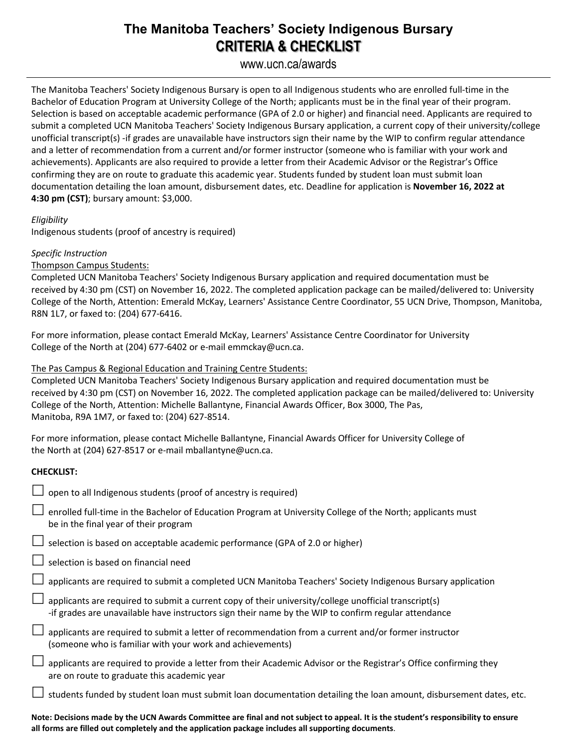# The Manitoba Teachers' Society Indigenous Bursary
## CRITERIA & CHECKLIST

www.ucn.ca/awards

The Manitoba Teachers' Society Indigenous Bursary is open to all Indigenous students who are enrolled full-time in the Bachelor of Education Program at University College of the North; applicants must be in the final year of their program. Selection is based on acceptable academic performance (GPA of 2.0 or higher) and financial need. Applicants are required to submit a completed UCN Manitoba Teachers' Society Indigenous Bursary application, a current copy of their university/college unofficial transcript(s) -if grades are unavailable have instructors sign their name by the WIP to confirm regular attendance and a letter of recommendation from a current and/or former instructor (someone who is familiar with your work and achievements). Applicants are also required to provide a letter from their Academic Advisor or the Registrar's Office confirming they are on route to graduate this academic year. Students funded by student loan must submit loan documentation detailing the loan amount, disbursement dates, etc. Deadline for application is **November 16, 2022 at 4:30 pm (CST)**; bursary amount: $3,000.

*Eligibility*

Indigenous students (proof of ancestry is required)

*Specific Instruction*

<u>Thompson Campus Students:</u>

Completed UCN Manitoba Teachers' Society Indigenous Bursary application and required documentation must be received by 4:30 pm (CST) on November 16, 2022. The completed application package can be mailed/delivered to: University College of the North, Attention: Emerald McKay, Learners' Assistance Centre Coordinator, 55 UCN Drive, Thompson, Manitoba, R8N 1L7, or faxed to: (204) 677-6416.

For more information, please contact Emerald McKay, Learners' Assistance Centre Coordinator for University College of the North at (204) 677-6402 or e-mail emmckay@ucn.ca.

<u>The Pas Campus & Regional Education and Training Centre Students:</u>

Completed UCN Manitoba Teachers' Society Indigenous Bursary application and required documentation must be received by 4:30 pm (CST) on November 16, 2022. The completed application package can be mailed/delivered to: University College of the North, Attention: Michelle Ballantyne, Financial Awards Officer, Box 3000, The Pas, Manitoba, R9A 1M7, or faxed to: (204) 627-8514.

For more information, please contact Michelle Ballantyne, Financial Awards Officer for University College of the North at (204) 627-8517 or e-mail mballantyne@ucn.ca.

**CHECKLIST:**

- ☐ open to all Indigenous students (proof of ancestry is required)
- ☐ enrolled full-time in the Bachelor of Education Program at University College of the North; applicants must be in the final year of their program
- ☐ selection is based on acceptable academic performance (GPA of 2.0 or higher)
- ☐ selection is based on financial need
- ☐ applicants are required to submit a completed UCN Manitoba Teachers' Society Indigenous Bursary application
- ☐ applicants are required to submit a current copy of their university/college unofficial transcript(s) -if grades are unavailable have instructors sign their name by the WIP to confirm regular attendance
- ☐ applicants are required to submit a letter of recommendation from a current and/or former instructor (someone who is familiar with your work and achievements)
- ☐ applicants are required to provide a letter from their Academic Advisor or the Registrar's Office confirming they are on route to graduate this academic year
- ☐ students funded by student loan must submit loan documentation detailing the loan amount, disbursement dates, etc.

**Note: Decisions made by the UCN Awards Committee are final and not subject to appeal. It is the student's responsibility to ensure all forms are filled out completely and the application package includes all supporting documents**.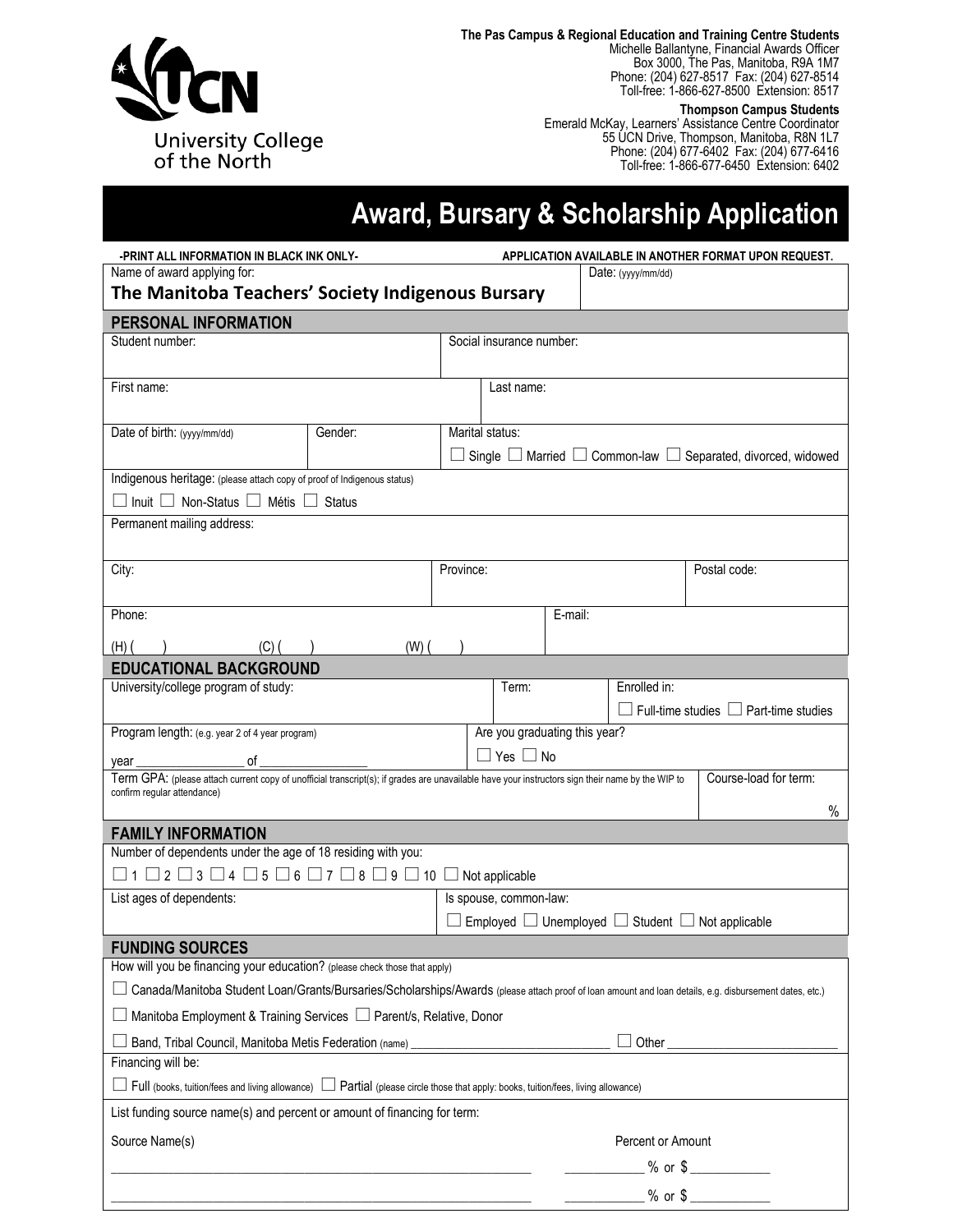University College of the North

**The Pas Campus & Regional Education and Training Centre Students**
Michelle Ballantyne, Financial Awards Officer
Box 3000, The Pas, Manitoba, R9A 1M7
Phone: (204) 627-8517 Fax: (204) 627-8514
Toll-free: 1-866-627-8500 Extension: 8517

**Thompson Campus Students**
Emerald McKay, Learners' Assistance Centre Coordinator
55 UCN Drive, Thompson, Manitoba, R8N 1L7
Phone: (204) 677-6402 Fax: (204) 677-6416
Toll-free: 1-866-677-6450 Extension: 6402

# Award, Bursary & Scholarship Application

**-PRINT ALL INFORMATION IN BLACK INK ONLY-** **APPLICATION AVAILABLE IN ANOTHER FORMAT UPON REQUEST.**

Name of award applying for:
**The Manitoba Teachers' Society Indigenous Bursary**

Date: (yyyy/mm/dd)

## PERSONAL INFORMATION

Student number:

Social insurance number:

First name:

Last name:

Date of birth: (yyyy/mm/dd)

Gender:

Marital status:
☐ Single ☐ Married ☐ Common-law ☐ Separated, divorced, widowed

Indigenous heritage: (please attach copy of proof of Indigenous status)
☐ Inuit ☐ Non-Status ☐ Métis ☐ Status

Permanent mailing address:

City:

Province:

Postal code:

Phone:
(H) ( ) (C) ( ) (W) ( )

E-mail:

## EDUCATIONAL BACKGROUND

University/college program of study:

Term:

Enrolled in:
☐ Full-time studies ☐ Part-time studies

Program length: (e.g. year 2 of 4 year program)
year ________________ of ________________

Are you graduating this year?
☐ Yes ☐ No

Term GPA: (please attach current copy of unofficial transcript(s); if grades are unavailable have your instructors sign their name by the WIP to confirm regular attendance)

Course-load for term:
%

## FAMILY INFORMATION

Number of dependents under the age of 18 residing with you:
☐ 1 ☐ 2 ☐ 3 ☐ 4 ☐ 5 ☐ 6 ☐ 7 ☐ 8 ☐ 9 ☐ 10 ☐ Not applicable

List ages of dependents:

Is spouse, common-law:
☐ Employed ☐ Unemployed ☐ Student ☐ Not applicable

## FUNDING SOURCES

How will you be financing your education? (please check those that apply)

☐ Canada/Manitoba Student Loan/Grants/Bursaries/Scholarships/Awards (please attach proof of loan amount and loan details, e.g. disbursement dates, etc.)

☐ Manitoba Employment & Training Services ☐ Parent/s, Relative, Donor

☐ Band, Tribal Council, Manitoba Metis Federation (name) ______________________________ ☐ Other ________________________

Financing will be:
☐ Full (books, tuition/fees and living allowance) ☐ Partial (please circle those that apply: books, tuition/fees, living allowance)

List funding source name(s) and percent or amount of financing for term:

| Source Name(s) | Percent or Amount |
|---|---|
| ____________________________________________ | ___________ % or $ ___________ |
| ____________________________________________ | ___________ % or $ ___________ |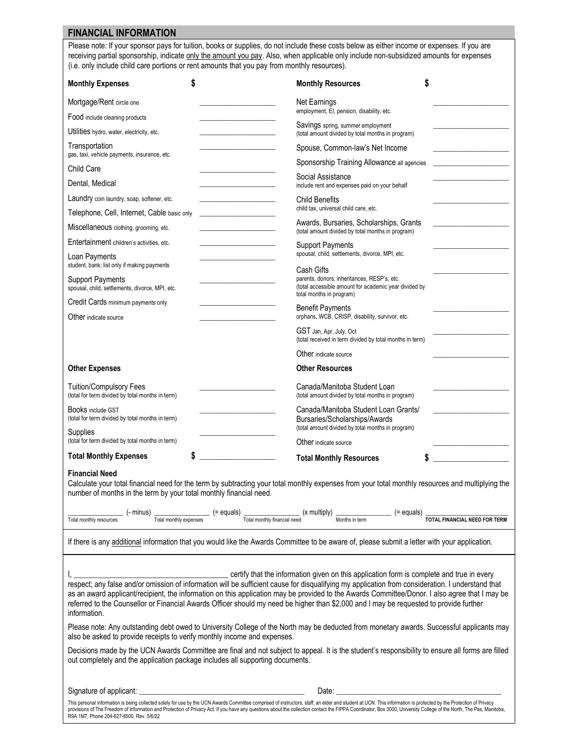## FINANCIAL INFORMATION

Please note: If your sponsor pays for tuition, books or supplies, do not include these costs below as either income or expenses. If you are receiving partial sponsorship, indicate only the amount you pay. Also, when applicable only include non-subsidized amounts for expenses (i.e. only include child care portions or rent amounts that you pay from monthly resources).

| **Monthly Expenses** | **$** | **Monthly Resources** | **$** |
|---|---|---|---|
| Mortgage/Rent circle one | ___________________ | Net Earnings employment, EI, pension, disability, etc. | ___________________ |
| Food include cleaning products | ___________________ | Savings spring, summer employment (total amount divided by total months in program) | ___________________ |
| Utilities hydro, water, electricity, etc. | ___________________ | Spouse, Common-law's Net Income | ___________________ |
| Transportation gas, taxi, vehicle payments, insurance, etc. | ___________________ | Sponsorship Training Allowance all agencies | ___________________ |
| Child Care | ___________________ | Social Assistance include rent and expenses paid on your behalf | ___________________ |
| Dental, Medical | ___________________ | Child Benefits child tax, universal child care, etc. | ___________________ |
| Laundry coin laundry, soap, softener, etc. | ___________________ | Awards, Bursaries, Scholarships, Grants (total amount divided by total months in program) | ___________________ |
| Telephone, Cell, Internet, Cable basic only | ___________________ | Support Payments spousal, child, settlements, divorce, MPI, etc. | ___________________ |
| Miscellaneous clothing, grooming, etc. | ___________________ | Cash Gifts parents, donors, inheritances, RESP's, etc. (total accessible amount for academic year divided by total months in program) | ___________________ |
| Entertainment children's activities, etc. | ___________________ | Benefit Payments orphans, WCB, CRISP, disability, survivor, etc. | ___________________ |
| Loan Payments student, bank; list only if making payments | ___________________ | GST Jan, Apr, July, Oct (total received in term divided by total months in term) | ___________________ |
| Support Payments spousal, child, settlements, divorce, MPI, etc. | ___________________ | Other indicate source | ___________________ |
| Credit Cards minimum payments only | ___________________ | | |
| Other indicate source | ___________________ | | |
| **Other Expenses** | | **Other Resources** | |
| Tuition/Compulsory Fees (total for term divided by total months in term) | ___________________ | Canada/Manitoba Student Loan (total amount divided by total months in program) | ___________________ |
| Books include GST (total for term divided by total months in term) | ___________________ | Canada/Manitoba Student Loan Grants/ Bursaries/Scholarships/Awards (total amount divided by total months in program) | ___________________ |
| Supplies (total for term divided by total months in term) | ___________________ | Other indicate source | ___________________ |
| **Total Monthly Expenses** | **$** ___________________ | **Total Monthly Resources** | **$** ___________________ |

**Financial Need**

Calculate your total financial need for the term by subtracting your total monthly expenses from your total monthly resources and multiplying the number of months in the term by your total monthly financial need.

_______________ (- minus) _______________ (= equals) _______________ (x multiply) _______________ (= equals) _______________

Total monthly resources — Total monthly expenses — Total monthly financial need — Months in term — **TOTAL FINANCIAL NEED FOR TERM**

If there is any additional information that you would like the Awards Committee to be aware of, please submit a letter with your application.

I, ________________________________________ certify that the information given on this application form is complete and true in every respect; any false and/or omission of information will be sufficient cause for disqualifying my application from consideration. I understand that as an award applicant/recipient, the information on this application may be provided to the Awards Committee/Donor. I also agree that I may be referred to the Counsellor or Financial Awards Officer should my need be higher than $2,000 and I may be requested to provide further information.

Please note: Any outstanding debt owed to University College of the North may be deducted from monetary awards. Successful applicants may also be asked to provide receipts to verify monthly income and expenses.

Decisions made by the UCN Awards Committee are final and not subject to appeal. It is the student's responsibility to ensure all forms are filled out completely and the application package includes all supporting documents.

Signature of applicant: ________________________________________ Date: ________________________________________

This personal information is being collected solely for use by the UCN Awards Committee comprised of instructors, staff, an elder and student at UCN. This information is protected by the Protection of Privacy provisions of The Freedom of Information and Protection of Privacy Act. If you have any questions about the collection contact the FIPPA Coordinator, Box 3000, University College of the North, The Pas, Manitoba, R9A 1M7, Phone 204-627-8500. Rev. 5/6/22